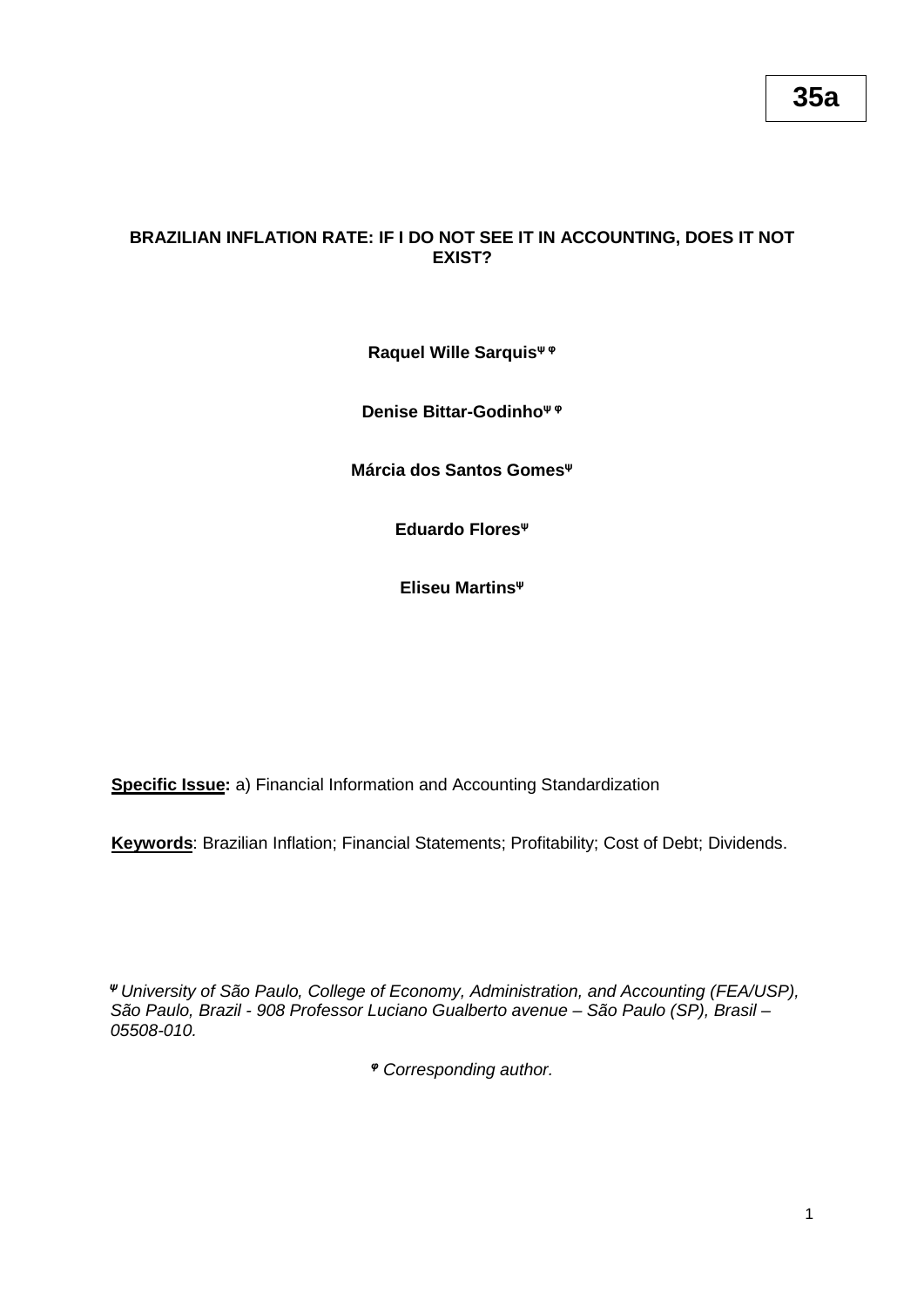**35a**

# BRAZILIAN INFLATION RATE: IF I DO NOT SEE IT IN ACCOUNTING, DOES IT NOT EXIST?

**Raquel Wille Sarquis**[ψ φ]

**Denise Bittar-Godinho**[ψ φ]

**Márcia dos Santos Gomes**[ψ]

**Eduardo Flores**[ψ]

**Eliseu Martins**[ψ]

**Specific Issue:** a) Financial Information and Accounting Standardization

**Keywords**: Brazilian Inflation; Financial Statements; Profitability; Cost of Debt; Dividends.

[ψ] *University of São Paulo, College of Economy, Administration, and Accounting (FEA/USP), São Paulo, Brazil - 908 Professor Luciano Gualberto avenue – São Paulo (SP), Brasil – 05508-010.*

[φ] *Corresponding author.*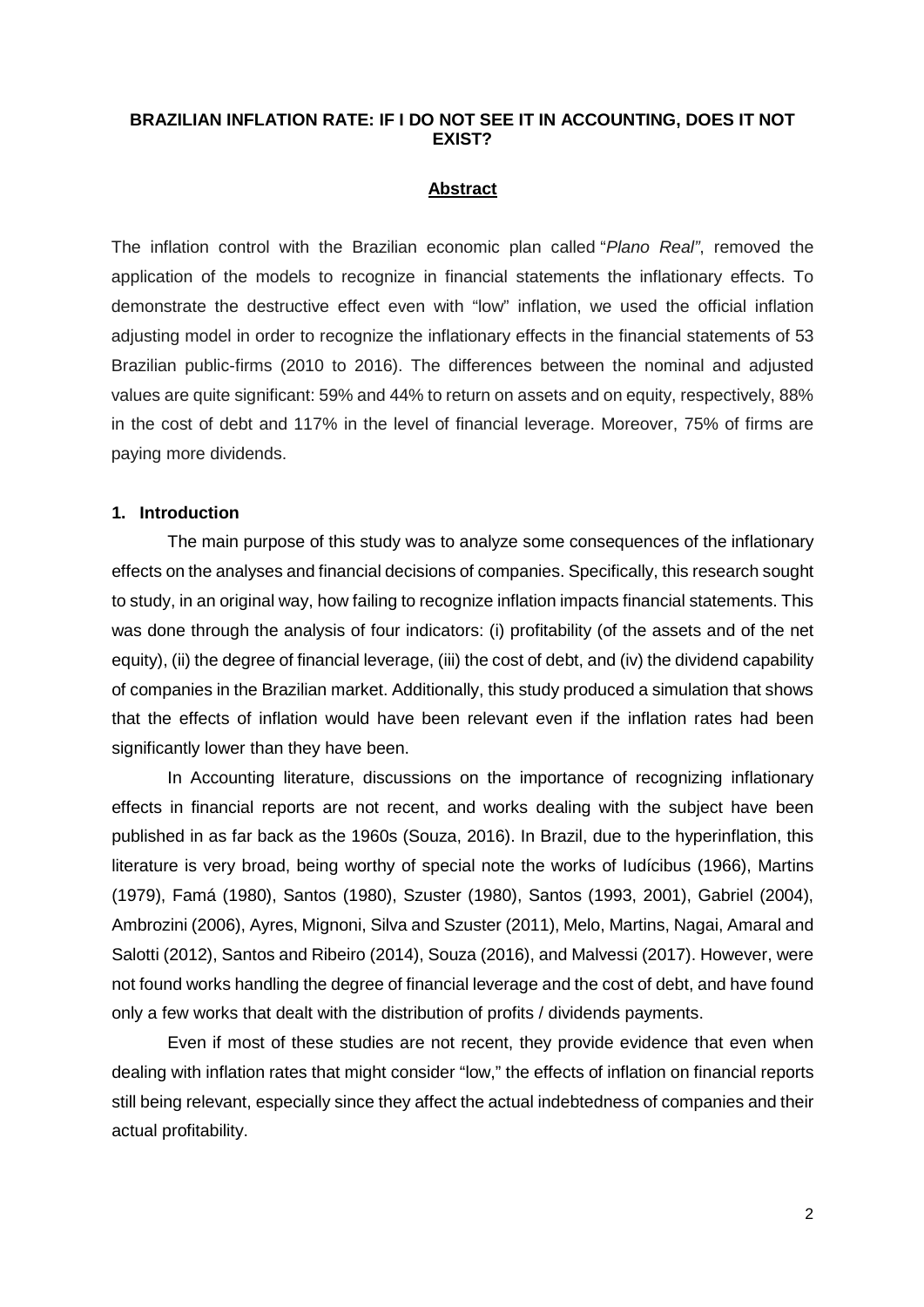# BRAZILIAN INFLATION RATE: IF I DO NOT SEE IT IN ACCOUNTING, DOES IT NOT EXIST?

## Abstract

The inflation control with the Brazilian economic plan called "*Plano Real"*, removed the application of the models to recognize in financial statements the inflationary effects. To demonstrate the destructive effect even with "low" inflation, we used the official inflation adjusting model in order to recognize the inflationary effects in the financial statements of 53 Brazilian public-firms (2010 to 2016). The differences between the nominal and adjusted values are quite significant: 59% and 44% to return on assets and on equity, respectively, 88% in the cost of debt and 117% in the level of financial leverage. Moreover, 75% of firms are paying more dividends.

## 1. Introduction

The main purpose of this study was to analyze some consequences of the inflationary effects on the analyses and financial decisions of companies. Specifically, this research sought to study, in an original way, how failing to recognize inflation impacts financial statements. This was done through the analysis of four indicators: (i) profitability (of the assets and of the net equity), (ii) the degree of financial leverage, (iii) the cost of debt, and (iv) the dividend capability of companies in the Brazilian market. Additionally, this study produced a simulation that shows that the effects of inflation would have been relevant even if the inflation rates had been significantly lower than they have been.

In Accounting literature, discussions on the importance of recognizing inflationary effects in financial reports are not recent, and works dealing with the subject have been published in as far back as the 1960s (Souza, 2016). In Brazil, due to the hyperinflation, this literature is very broad, being worthy of special note the works of Iudícibus (1966), Martins (1979), Famá (1980), Santos (1980), Szuster (1980), Santos (1993, 2001), Gabriel (2004), Ambrozini (2006), Ayres, Mignoni, Silva and Szuster (2011), Melo, Martins, Nagai, Amaral and Salotti (2012), Santos and Ribeiro (2014), Souza (2016), and Malvessi (2017). However, were not found works handling the degree of financial leverage and the cost of debt, and have found only a few works that dealt with the distribution of profits / dividends payments.

Even if most of these studies are not recent, they provide evidence that even when dealing with inflation rates that might consider "low," the effects of inflation on financial reports still being relevant, especially since they affect the actual indebtedness of companies and their actual profitability.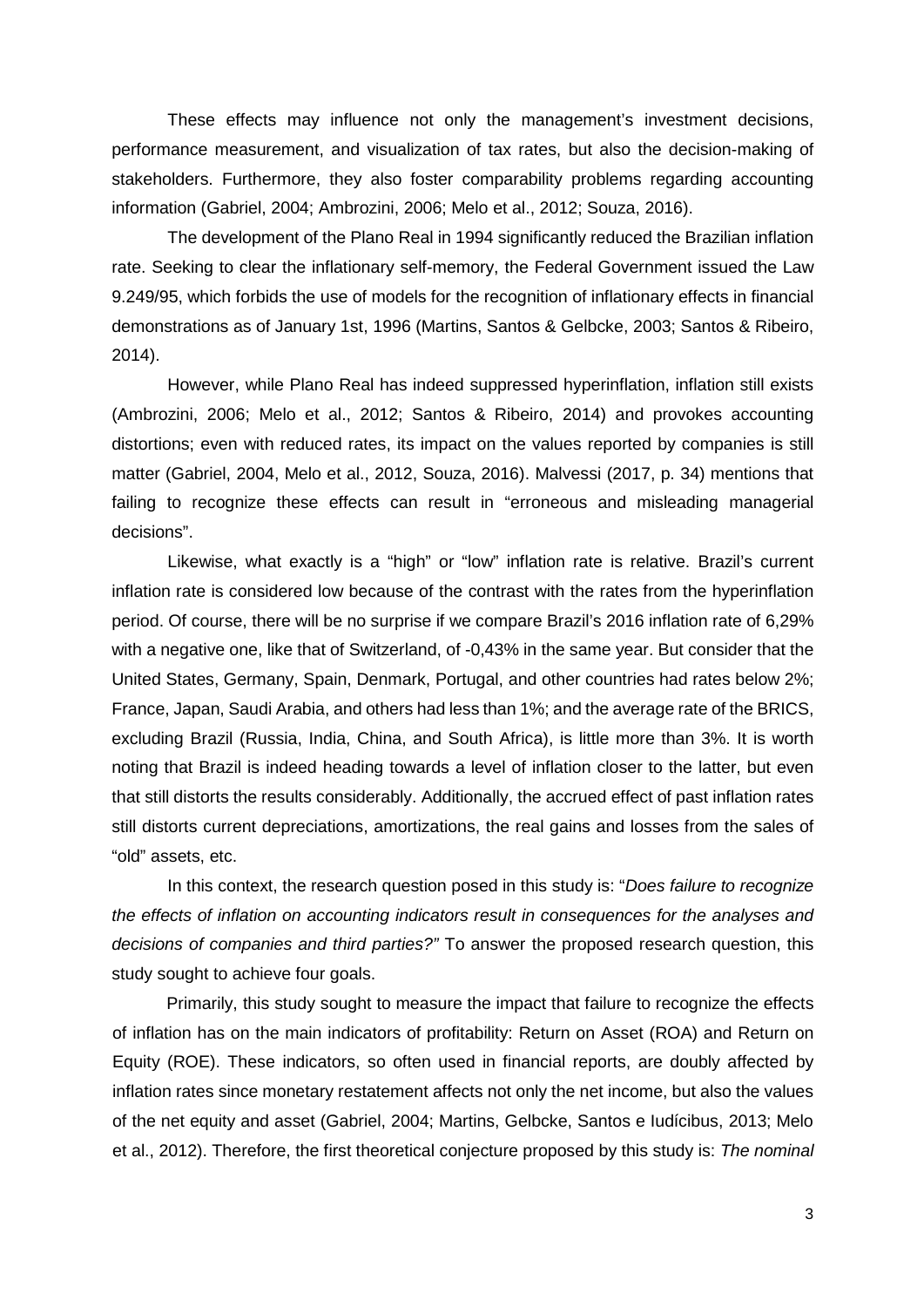These effects may influence not only the management's investment decisions, performance measurement, and visualization of tax rates, but also the decision-making of stakeholders. Furthermore, they also foster comparability problems regarding accounting information (Gabriel, 2004; Ambrozini, 2006; Melo et al., 2012; Souza, 2016).

The development of the Plano Real in 1994 significantly reduced the Brazilian inflation rate. Seeking to clear the inflationary self-memory, the Federal Government issued the Law 9.249/95, which forbids the use of models for the recognition of inflationary effects in financial demonstrations as of January 1st, 1996 (Martins, Santos & Gelbcke, 2003; Santos & Ribeiro, 2014).

However, while Plano Real has indeed suppressed hyperinflation, inflation still exists (Ambrozini, 2006; Melo et al., 2012; Santos & Ribeiro, 2014) and provokes accounting distortions; even with reduced rates, its impact on the values reported by companies is still matter (Gabriel, 2004, Melo et al., 2012, Souza, 2016). Malvessi (2017, p. 34) mentions that failing to recognize these effects can result in "erroneous and misleading managerial decisions".

Likewise, what exactly is a "high" or "low" inflation rate is relative. Brazil's current inflation rate is considered low because of the contrast with the rates from the hyperinflation period. Of course, there will be no surprise if we compare Brazil's 2016 inflation rate of 6,29% with a negative one, like that of Switzerland, of -0,43% in the same year. But consider that the United States, Germany, Spain, Denmark, Portugal, and other countries had rates below 2%; France, Japan, Saudi Arabia, and others had less than 1%; and the average rate of the BRICS, excluding Brazil (Russia, India, China, and South Africa), is little more than 3%. It is worth noting that Brazil is indeed heading towards a level of inflation closer to the latter, but even that still distorts the results considerably. Additionally, the accrued effect of past inflation rates still distorts current depreciations, amortizations, the real gains and losses from the sales of "old" assets, etc.

In this context, the research question posed in this study is: "*Does failure to recognize the effects of inflation on accounting indicators result in consequences for the analyses and decisions of companies and third parties?"* To answer the proposed research question, this study sought to achieve four goals.

Primarily, this study sought to measure the impact that failure to recognize the effects of inflation has on the main indicators of profitability: Return on Asset (ROA) and Return on Equity (ROE). These indicators, so often used in financial reports, are doubly affected by inflation rates since monetary restatement affects not only the net income, but also the values of the net equity and asset (Gabriel, 2004; Martins, Gelbcke, Santos e Iudícibus, 2013; Melo et al., 2012). Therefore, the first theoretical conjecture proposed by this study is: *The nominal*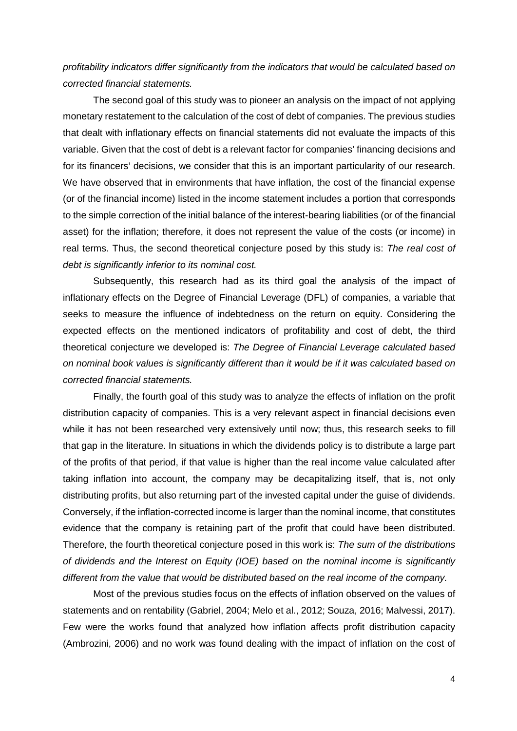*profitability indicators differ significantly from the indicators that would be calculated based on corrected financial statements.*

The second goal of this study was to pioneer an analysis on the impact of not applying monetary restatement to the calculation of the cost of debt of companies. The previous studies that dealt with inflationary effects on financial statements did not evaluate the impacts of this variable. Given that the cost of debt is a relevant factor for companies' financing decisions and for its financers' decisions, we consider that this is an important particularity of our research. We have observed that in environments that have inflation, the cost of the financial expense (or of the financial income) listed in the income statement includes a portion that corresponds to the simple correction of the initial balance of the interest-bearing liabilities (or of the financial asset) for the inflation; therefore, it does not represent the value of the costs (or income) in real terms. Thus, the second theoretical conjecture posed by this study is: *The real cost of debt is significantly inferior to its nominal cost.*

Subsequently, this research had as its third goal the analysis of the impact of inflationary effects on the Degree of Financial Leverage (DFL) of companies, a variable that seeks to measure the influence of indebtedness on the return on equity. Considering the expected effects on the mentioned indicators of profitability and cost of debt, the third theoretical conjecture we developed is: *The Degree of Financial Leverage calculated based on nominal book values is significantly different than it would be if it was calculated based on corrected financial statements.*

Finally, the fourth goal of this study was to analyze the effects of inflation on the profit distribution capacity of companies. This is a very relevant aspect in financial decisions even while it has not been researched very extensively until now; thus, this research seeks to fill that gap in the literature. In situations in which the dividends policy is to distribute a large part of the profits of that period, if that value is higher than the real income value calculated after taking inflation into account, the company may be decapitalizing itself, that is, not only distributing profits, but also returning part of the invested capital under the guise of dividends. Conversely, if the inflation-corrected income is larger than the nominal income, that constitutes evidence that the company is retaining part of the profit that could have been distributed. Therefore, the fourth theoretical conjecture posed in this work is: *The sum of the distributions of dividends and the Interest on Equity (IOE) based on the nominal income is significantly different from the value that would be distributed based on the real income of the company.*

Most of the previous studies focus on the effects of inflation observed on the values of statements and on rentability (Gabriel, 2004; Melo et al., 2012; Souza, 2016; Malvessi, 2017). Few were the works found that analyzed how inflation affects profit distribution capacity (Ambrozini, 2006) and no work was found dealing with the impact of inflation on the cost of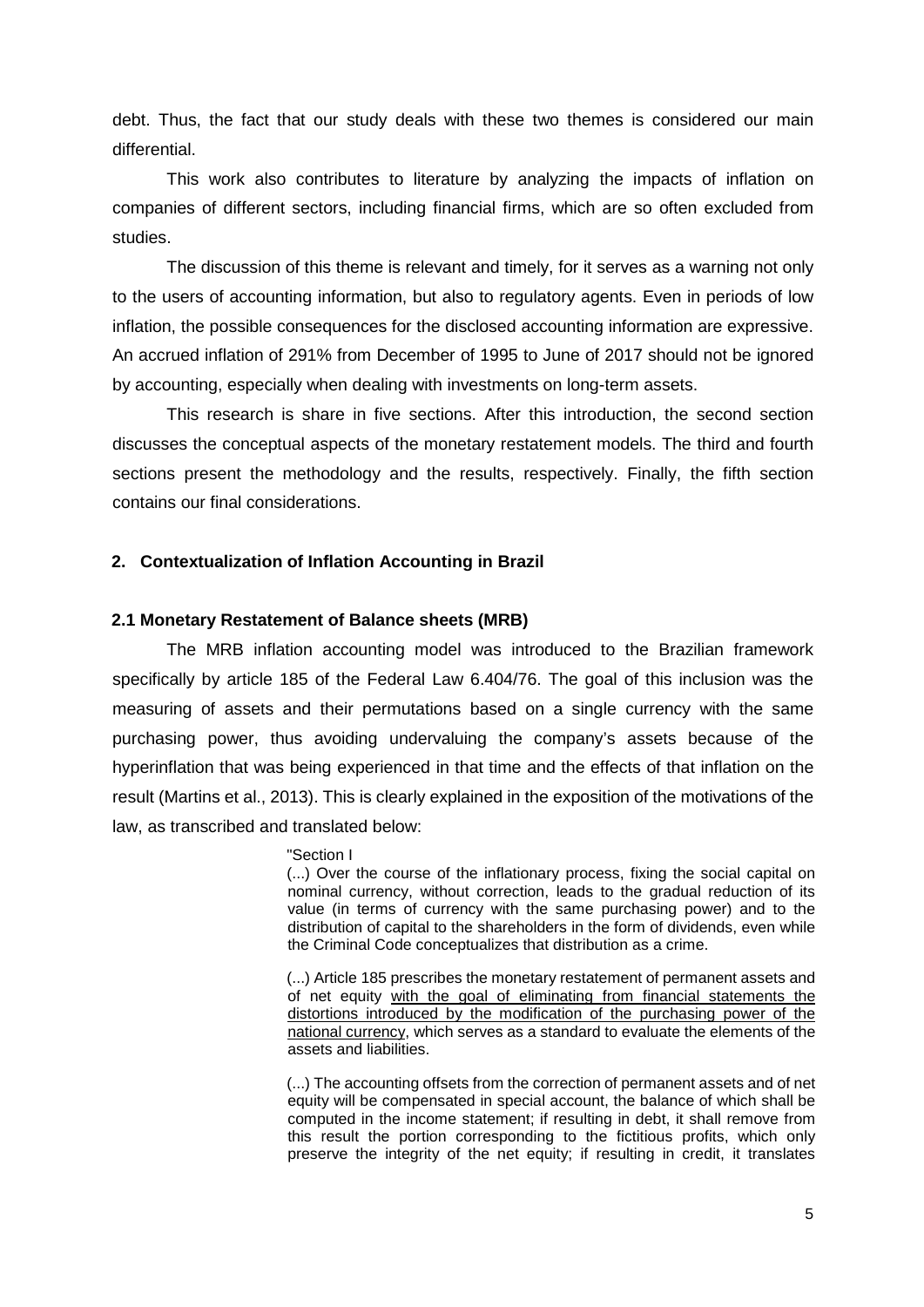debt. Thus, the fact that our study deals with these two themes is considered our main differential.

This work also contributes to literature by analyzing the impacts of inflation on companies of different sectors, including financial firms, which are so often excluded from studies.

The discussion of this theme is relevant and timely, for it serves as a warning not only to the users of accounting information, but also to regulatory agents. Even in periods of low inflation, the possible consequences for the disclosed accounting information are expressive. An accrued inflation of 291% from December of 1995 to June of 2017 should not be ignored by accounting, especially when dealing with investments on long-term assets.

This research is share in five sections. After this introduction, the second section discusses the conceptual aspects of the monetary restatement models. The third and fourth sections present the methodology and the results, respectively. Finally, the fifth section contains our final considerations.

## 2. Contextualization of Inflation Accounting in Brazil

### 2.1 Monetary Restatement of Balance sheets (MRB)

The MRB inflation accounting model was introduced to the Brazilian framework specifically by article 185 of the Federal Law 6.404/76. The goal of this inclusion was the measuring of assets and their permutations based on a single currency with the same purchasing power, thus avoiding undervaluing the company's assets because of the hyperinflation that was being experienced in that time and the effects of that inflation on the result (Martins et al., 2013). This is clearly explained in the exposition of the motivations of the law, as transcribed and translated below:

> "Section I
>
> (...) Over the course of the inflationary process, fixing the social capital on nominal currency, without correction, leads to the gradual reduction of its value (in terms of currency with the same purchasing power) and to the distribution of capital to the shareholders in the form of dividends, even while the Criminal Code conceptualizes that distribution as a crime.
>
> (...) Article 185 prescribes the monetary restatement of permanent assets and of net equity <u>with the goal of eliminating from financial statements the distortions introduced by the modification of the purchasing power of the national currency</u>, which serves as a standard to evaluate the elements of the assets and liabilities.
>
> (...) The accounting offsets from the correction of permanent assets and of net equity will be compensated in special account, the balance of which shall be computed in the income statement; if resulting in debt, it shall remove from this result the portion corresponding to the fictitious profits, which only preserve the integrity of the net equity; if resulting in credit, it translates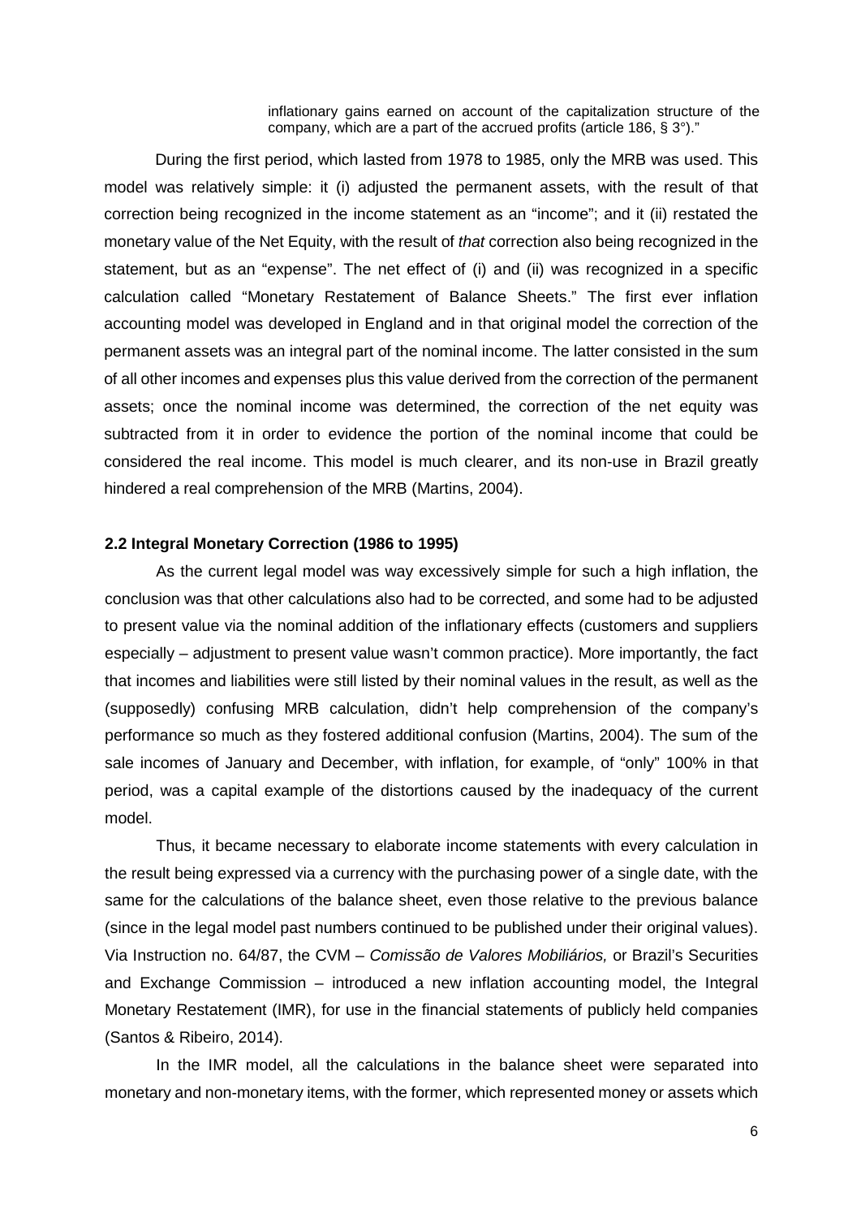> inflationary gains earned on account of the capitalization structure of the company, which are a part of the accrued profits (article 186, § 3°)."

During the first period, which lasted from 1978 to 1985, only the MRB was used. This model was relatively simple: it (i) adjusted the permanent assets, with the result of that correction being recognized in the income statement as an "income"; and it (ii) restated the monetary value of the Net Equity, with the result of *that* correction also being recognized in the statement, but as an "expense". The net effect of (i) and (ii) was recognized in a specific calculation called "Monetary Restatement of Balance Sheets." The first ever inflation accounting model was developed in England and in that original model the correction of the permanent assets was an integral part of the nominal income. The latter consisted in the sum of all other incomes and expenses plus this value derived from the correction of the permanent assets; once the nominal income was determined, the correction of the net equity was subtracted from it in order to evidence the portion of the nominal income that could be considered the real income. This model is much clearer, and its non-use in Brazil greatly hindered a real comprehension of the MRB (Martins, 2004).

### 2.2 Integral Monetary Correction (1986 to 1995)

As the current legal model was way excessively simple for such a high inflation, the conclusion was that other calculations also had to be corrected, and some had to be adjusted to present value via the nominal addition of the inflationary effects (customers and suppliers especially – adjustment to present value wasn't common practice). More importantly, the fact that incomes and liabilities were still listed by their nominal values in the result, as well as the (supposedly) confusing MRB calculation, didn't help comprehension of the company's performance so much as they fostered additional confusion (Martins, 2004). The sum of the sale incomes of January and December, with inflation, for example, of "only" 100% in that period, was a capital example of the distortions caused by the inadequacy of the current model.

Thus, it became necessary to elaborate income statements with every calculation in the result being expressed via a currency with the purchasing power of a single date, with the same for the calculations of the balance sheet, even those relative to the previous balance (since in the legal model past numbers continued to be published under their original values). Via Instruction no. 64/87, the CVM – *Comissão de Valores Mobiliários,* or Brazil's Securities and Exchange Commission – introduced a new inflation accounting model, the Integral Monetary Restatement (IMR), for use in the financial statements of publicly held companies (Santos & Ribeiro, 2014).

In the IMR model, all the calculations in the balance sheet were separated into monetary and non-monetary items, with the former, which represented money or assets which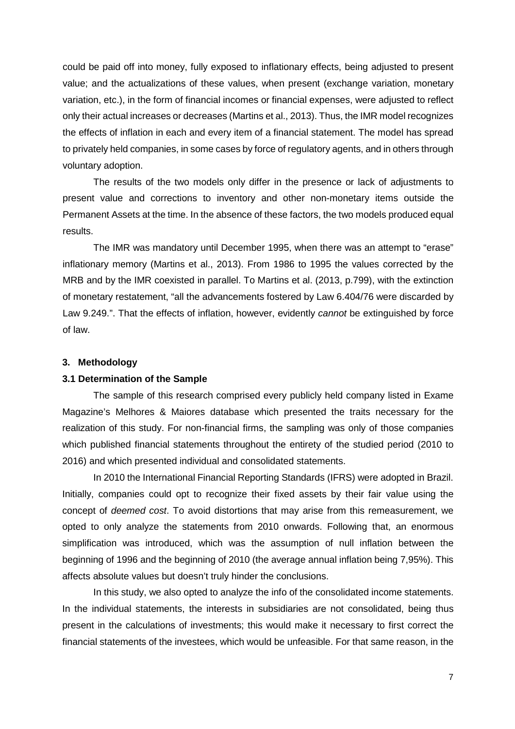could be paid off into money, fully exposed to inflationary effects, being adjusted to present value; and the actualizations of these values, when present (exchange variation, monetary variation, etc.), in the form of financial incomes or financial expenses, were adjusted to reflect only their actual increases or decreases (Martins et al., 2013). Thus, the IMR model recognizes the effects of inflation in each and every item of a financial statement. The model has spread to privately held companies, in some cases by force of regulatory agents, and in others through voluntary adoption.

The results of the two models only differ in the presence or lack of adjustments to present value and corrections to inventory and other non-monetary items outside the Permanent Assets at the time. In the absence of these factors, the two models produced equal results.

The IMR was mandatory until December 1995, when there was an attempt to "erase" inflationary memory (Martins et al., 2013). From 1986 to 1995 the values corrected by the MRB and by the IMR coexisted in parallel. To Martins et al. (2013, p.799), with the extinction of monetary restatement, "all the advancements fostered by Law 6.404/76 were discarded by Law 9.249.". That the effects of inflation, however, evidently *cannot* be extinguished by force of law.

## 3. Methodology

### 3.1 Determination of the Sample

The sample of this research comprised every publicly held company listed in Exame Magazine's Melhores & Maiores database which presented the traits necessary for the realization of this study. For non-financial firms, the sampling was only of those companies which published financial statements throughout the entirety of the studied period (2010 to 2016) and which presented individual and consolidated statements.

In 2010 the International Financial Reporting Standards (IFRS) were adopted in Brazil. Initially, companies could opt to recognize their fixed assets by their fair value using the concept of *deemed cost*. To avoid distortions that may arise from this remeasurement, we opted to only analyze the statements from 2010 onwards. Following that, an enormous simplification was introduced, which was the assumption of null inflation between the beginning of 1996 and the beginning of 2010 (the average annual inflation being 7,95%). This affects absolute values but doesn't truly hinder the conclusions.

In this study, we also opted to analyze the info of the consolidated income statements. In the individual statements, the interests in subsidiaries are not consolidated, being thus present in the calculations of investments; this would make it necessary to first correct the financial statements of the investees, which would be unfeasible. For that same reason, in the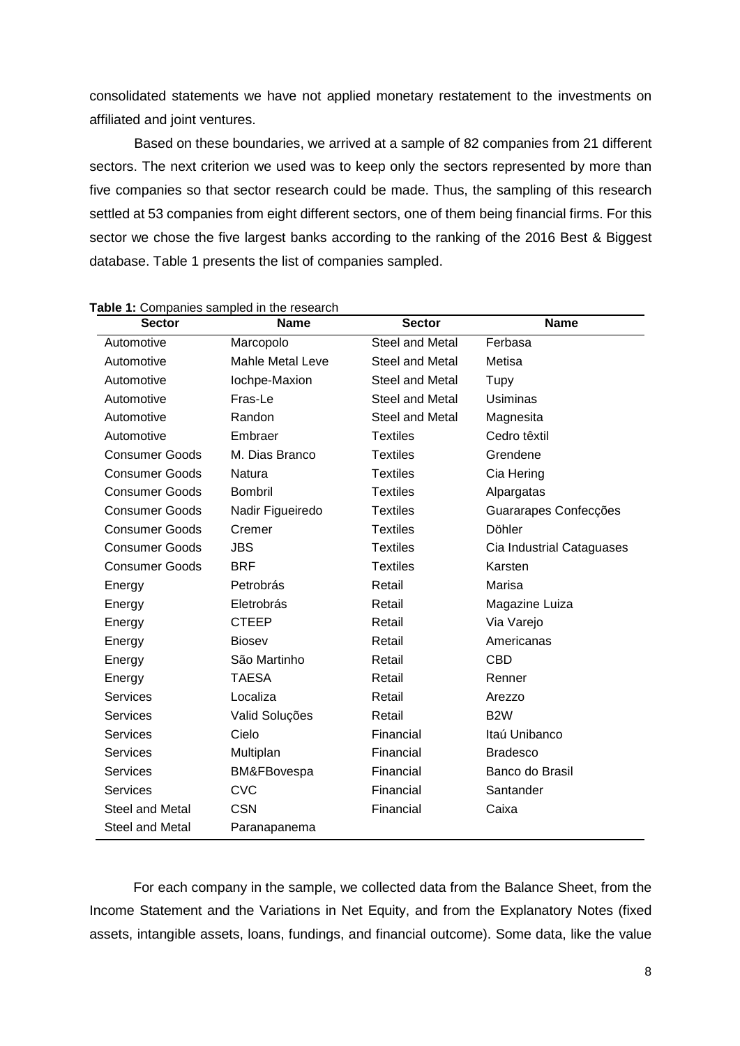consolidated statements we have not applied monetary restatement to the investments on affiliated and joint ventures.

Based on these boundaries, we arrived at a sample of 82 companies from 21 different sectors. The next criterion we used was to keep only the sectors represented by more than five companies so that sector research could be made. Thus, the sampling of this research settled at 53 companies from eight different sectors, one of them being financial firms. For this sector we chose the five largest banks according to the ranking of the 2016 Best & Biggest database. Table 1 presents the list of companies sampled.

**Table 1:** Companies sampled in the research

| Sector | Name | Sector | Name |
|---|---|---|---|
| Automotive | Marcopolo | Steel and Metal | Ferbasa |
| Automotive | Mahle Metal Leve | Steel and Metal | Metisa |
| Automotive | Iochpe-Maxion | Steel and Metal | Tupy |
| Automotive | Fras-Le | Steel and Metal | Usiminas |
| Automotive | Randon | Steel and Metal | Magnesita |
| Automotive | Embraer | Textiles | Cedro têxtil |
| Consumer Goods | M. Dias Branco | Textiles | Grendene |
| Consumer Goods | Natura | Textiles | Cia Hering |
| Consumer Goods | Bombril | Textiles | Alpargatas |
| Consumer Goods | Nadir Figueiredo | Textiles | Guararapes Confecções |
| Consumer Goods | Cremer | Textiles | Döhler |
| Consumer Goods | JBS | Textiles | Cia Industrial Cataguases |
| Consumer Goods | BRF | Textiles | Karsten |
| Energy | Petrobrás | Retail | Marisa |
| Energy | Eletrobrás | Retail | Magazine Luiza |
| Energy | CTEEP | Retail | Via Varejo |
| Energy | Biosev | Retail | Americanas |
| Energy | São Martinho | Retail | CBD |
| Energy | TAESA | Retail | Renner |
| Services | Localiza | Retail | Arezzo |
| Services | Valid Soluções | Retail | B2W |
| Services | Cielo | Financial | Itaú Unibanco |
| Services | Multiplan | Financial | Bradesco |
| Services | BM&FBovespa | Financial | Banco do Brasil |
| Services | CVC | Financial | Santander |
| Steel and Metal | CSN | Financial | Caixa |
| Steel and Metal | Paranapanema | | |

For each company in the sample, we collected data from the Balance Sheet, from the Income Statement and the Variations in Net Equity, and from the Explanatory Notes (fixed assets, intangible assets, loans, fundings, and financial outcome). Some data, like the value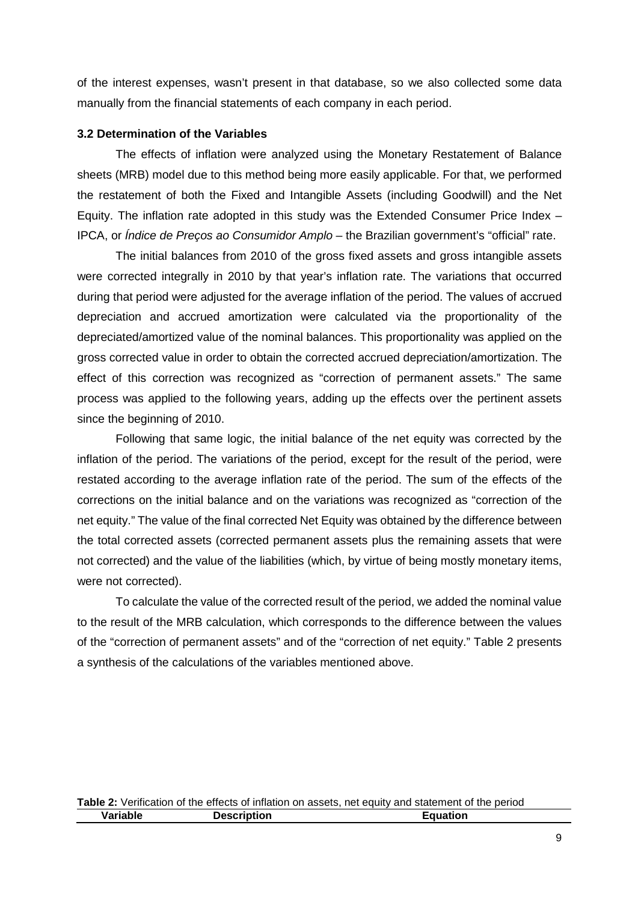of the interest expenses, wasn't present in that database, so we also collected some data manually from the financial statements of each company in each period.

### 3.2 Determination of the Variables

The effects of inflation were analyzed using the Monetary Restatement of Balance sheets (MRB) model due to this method being more easily applicable. For that, we performed the restatement of both the Fixed and Intangible Assets (including Goodwill) and the Net Equity. The inflation rate adopted in this study was the Extended Consumer Price Index – IPCA, or *Índice de Preços ao Consumidor Amplo* – the Brazilian government's "official" rate.

The initial balances from 2010 of the gross fixed assets and gross intangible assets were corrected integrally in 2010 by that year's inflation rate. The variations that occurred during that period were adjusted for the average inflation of the period. The values of accrued depreciation and accrued amortization were calculated via the proportionality of the depreciated/amortized value of the nominal balances. This proportionality was applied on the gross corrected value in order to obtain the corrected accrued depreciation/amortization. The effect of this correction was recognized as "correction of permanent assets." The same process was applied to the following years, adding up the effects over the pertinent assets since the beginning of 2010.

Following that same logic, the initial balance of the net equity was corrected by the inflation of the period. The variations of the period, except for the result of the period, were restated according to the average inflation rate of the period. The sum of the effects of the corrections on the initial balance and on the variations was recognized as "correction of the net equity." The value of the final corrected Net Equity was obtained by the difference between the total corrected assets (corrected permanent assets plus the remaining assets that were not corrected) and the value of the liabilities (which, by virtue of being mostly monetary items, were not corrected).

To calculate the value of the corrected result of the period, we added the nominal value to the result of the MRB calculation, which corresponds to the difference between the values of the "correction of permanent assets" and of the "correction of net equity." Table 2 presents a synthesis of the calculations of the variables mentioned above.

**Table 2:** Verification of the effects of inflation on assets, net equity and statement of the period

| Variable | Description | Equation |
| --- | --- | --- |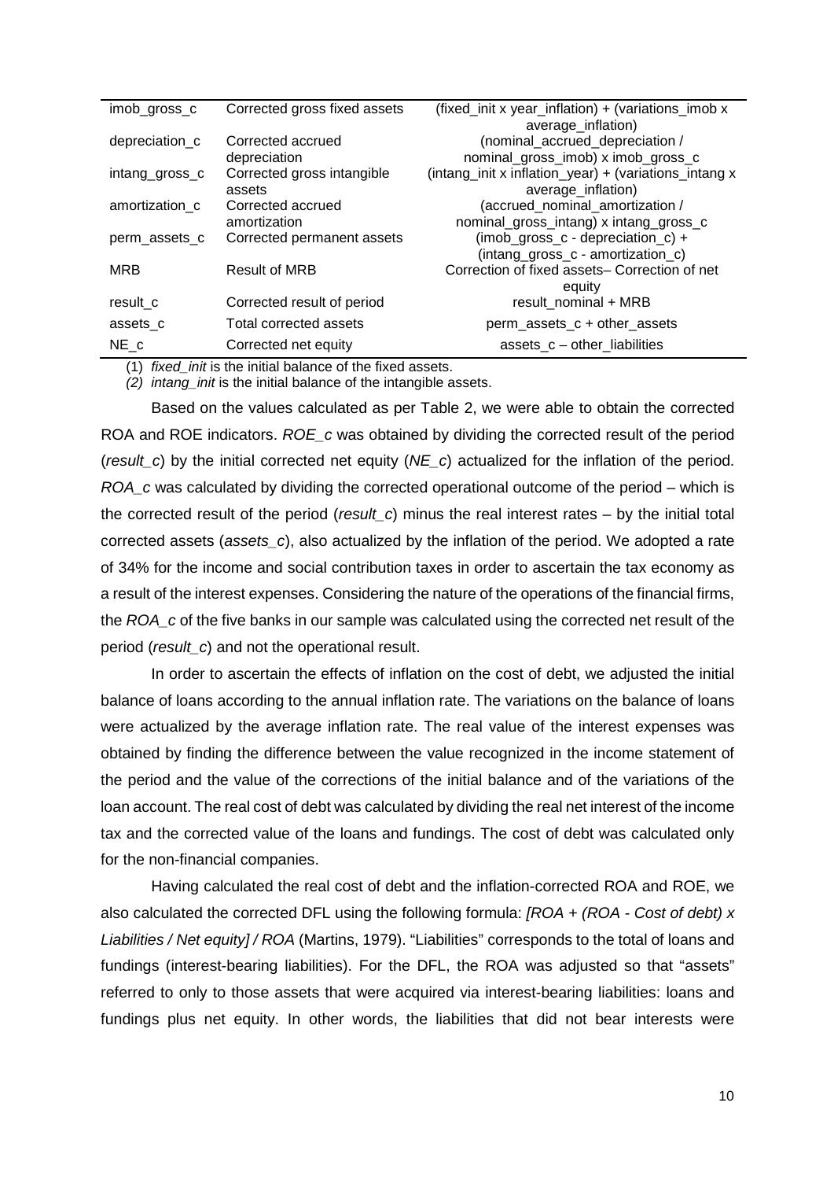| | | |
|---|---|---|
| imob_gross_c | Corrected gross fixed assets | (fixed_init x year_inflation) + (variations_imob x average_inflation) |
| depreciation_c | Corrected accrued depreciation | (nominal_accrued_depreciation / nominal_gross_imob) x imob_gross_c |
| intang_gross_c | Corrected gross intangible assets | (intang_init x inflation_year) + (variations_intang x average_inflation) |
| amortization_c | Corrected accrued amortization | (accrued_nominal_amortization / nominal_gross_intang) x intang_gross_c |
| perm_assets_c | Corrected permanent assets | (imob_gross_c - depreciation_c) + (intang_gross_c - amortization_c) |
| MRB | Result of MRB | Correction of fixed assets– Correction of net equity |
| result_c | Corrected result of period | result_nominal + MRB |
| assets_c | Total corrected assets | perm_assets_c + other_assets |
| NE_c | Corrected net equity | assets_c – other_liabilities |

(1) *fixed_init* is the initial balance of the fixed assets.

*(2) intang_init* is the initial balance of the intangible assets.

Based on the values calculated as per Table 2, we were able to obtain the corrected ROA and ROE indicators. *ROE_c* was obtained by dividing the corrected result of the period (*result_c*) by the initial corrected net equity (*NE_c*) actualized for the inflation of the period. *ROA_c* was calculated by dividing the corrected operational outcome of the period – which is the corrected result of the period (*result_c*) minus the real interest rates – by the initial total corrected assets (*assets_c*), also actualized by the inflation of the period. We adopted a rate of 34% for the income and social contribution taxes in order to ascertain the tax economy as a result of the interest expenses. Considering the nature of the operations of the financial firms, the *ROA_c* of the five banks in our sample was calculated using the corrected net result of the period (*result_c*) and not the operational result.

In order to ascertain the effects of inflation on the cost of debt, we adjusted the initial balance of loans according to the annual inflation rate. The variations on the balance of loans were actualized by the average inflation rate. The real value of the interest expenses was obtained by finding the difference between the value recognized in the income statement of the period and the value of the corrections of the initial balance and of the variations of the loan account. The real cost of debt was calculated by dividing the real net interest of the income tax and the corrected value of the loans and fundings. The cost of debt was calculated only for the non-financial companies.

Having calculated the real cost of debt and the inflation-corrected ROA and ROE, we also calculated the corrected DFL using the following formula: *[ROA + (ROA - Cost of debt) x Liabilities / Net equity] / ROA* (Martins, 1979). "Liabilities" corresponds to the total of loans and fundings (interest-bearing liabilities). For the DFL, the ROA was adjusted so that "assets" referred to only to those assets that were acquired via interest-bearing liabilities: loans and fundings plus net equity. In other words, the liabilities that did not bear interests were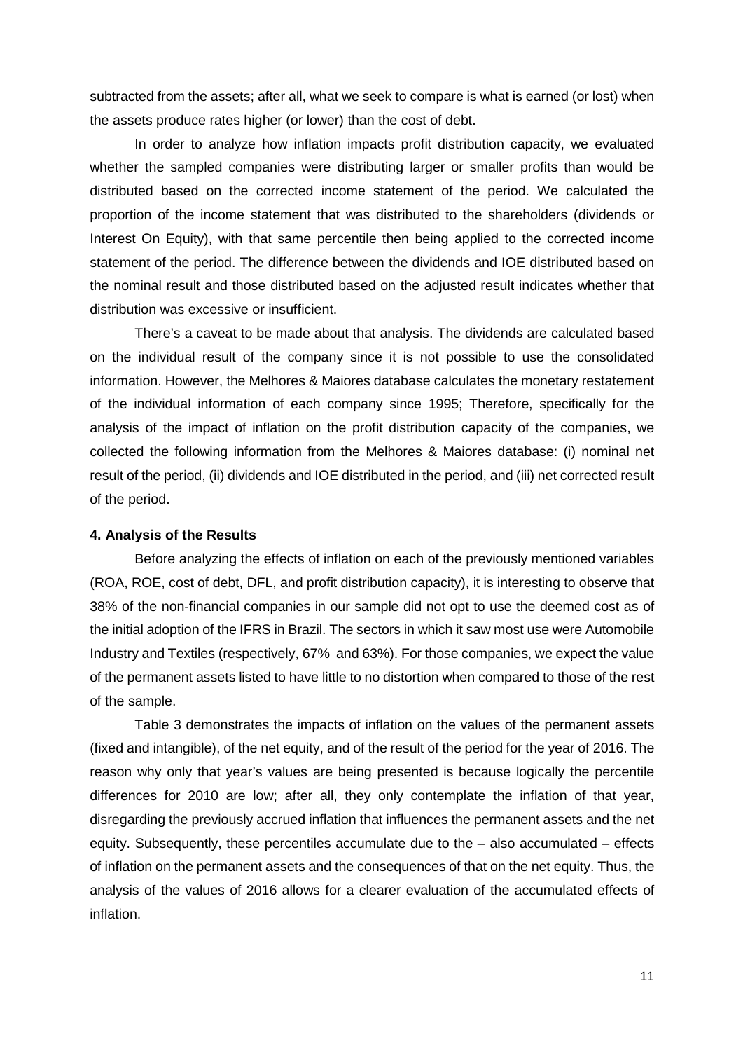subtracted from the assets; after all, what we seek to compare is what is earned (or lost) when the assets produce rates higher (or lower) than the cost of debt.

In order to analyze how inflation impacts profit distribution capacity, we evaluated whether the sampled companies were distributing larger or smaller profits than would be distributed based on the corrected income statement of the period. We calculated the proportion of the income statement that was distributed to the shareholders (dividends or Interest On Equity), with that same percentile then being applied to the corrected income statement of the period. The difference between the dividends and IOE distributed based on the nominal result and those distributed based on the adjusted result indicates whether that distribution was excessive or insufficient.

There's a caveat to be made about that analysis. The dividends are calculated based on the individual result of the company since it is not possible to use the consolidated information. However, the Melhores & Maiores database calculates the monetary restatement of the individual information of each company since 1995; Therefore, specifically for the analysis of the impact of inflation on the profit distribution capacity of the companies, we collected the following information from the Melhores & Maiores database: (i) nominal net result of the period, (ii) dividends and IOE distributed in the period, and (iii) net corrected result of the period.

## 4. Analysis of the Results

Before analyzing the effects of inflation on each of the previously mentioned variables (ROA, ROE, cost of debt, DFL, and profit distribution capacity), it is interesting to observe that 38% of the non-financial companies in our sample did not opt to use the deemed cost as of the initial adoption of the IFRS in Brazil. The sectors in which it saw most use were Automobile Industry and Textiles (respectively, 67% and 63%). For those companies, we expect the value of the permanent assets listed to have little to no distortion when compared to those of the rest of the sample.

Table 3 demonstrates the impacts of inflation on the values of the permanent assets (fixed and intangible), of the net equity, and of the result of the period for the year of 2016. The reason why only that year's values are being presented is because logically the percentile differences for 2010 are low; after all, they only contemplate the inflation of that year, disregarding the previously accrued inflation that influences the permanent assets and the net equity. Subsequently, these percentiles accumulate due to the – also accumulated – effects of inflation on the permanent assets and the consequences of that on the net equity. Thus, the analysis of the values of 2016 allows for a clearer evaluation of the accumulated effects of inflation.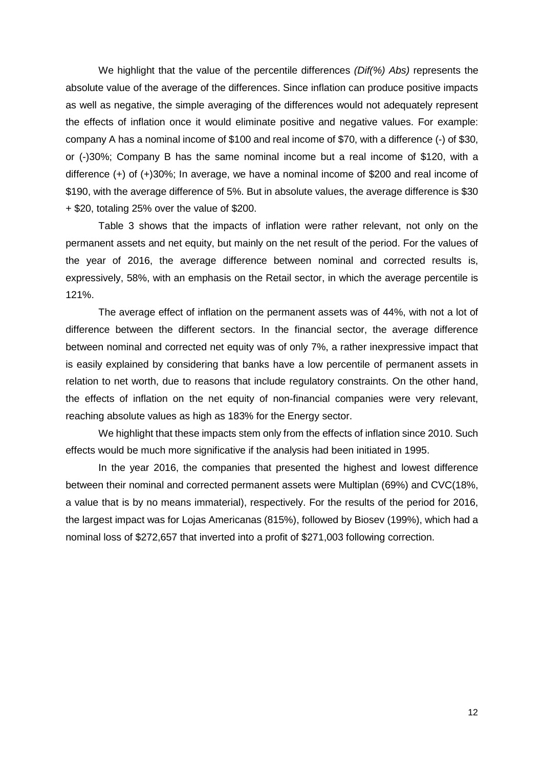We highlight that the value of the percentile differences *(Dif(%) Abs)* represents the absolute value of the average of the differences. Since inflation can produce positive impacts as well as negative, the simple averaging of the differences would not adequately represent the effects of inflation once it would eliminate positive and negative values. For example: company A has a nominal income of $100 and real income of $70, with a difference (-) of $30, or (-)30%; Company B has the same nominal income but a real income of $120, with a difference (+) of (+)30%; In average, we have a nominal income of $200 and real income of $190, with the average difference of 5%. But in absolute values, the average difference is $30 + $20, totaling 25% over the value of $200.

Table 3 shows that the impacts of inflation were rather relevant, not only on the permanent assets and net equity, but mainly on the net result of the period. For the values of the year of 2016, the average difference between nominal and corrected results is, expressively, 58%, with an emphasis on the Retail sector, in which the average percentile is 121%.

The average effect of inflation on the permanent assets was of 44%, with not a lot of difference between the different sectors. In the financial sector, the average difference between nominal and corrected net equity was of only 7%, a rather inexpressive impact that is easily explained by considering that banks have a low percentile of permanent assets in relation to net worth, due to reasons that include regulatory constraints. On the other hand, the effects of inflation on the net equity of non-financial companies were very relevant, reaching absolute values as high as 183% for the Energy sector.

We highlight that these impacts stem only from the effects of inflation since 2010. Such effects would be much more significative if the analysis had been initiated in 1995.

In the year 2016, the companies that presented the highest and lowest difference between their nominal and corrected permanent assets were Multiplan (69%) and CVC(18%, a value that is by no means immaterial), respectively. For the results of the period for 2016, the largest impact was for Lojas Americanas (815%), followed by Biosev (199%), which had a nominal loss of $272,657 that inverted into a profit of $271,003 following correction.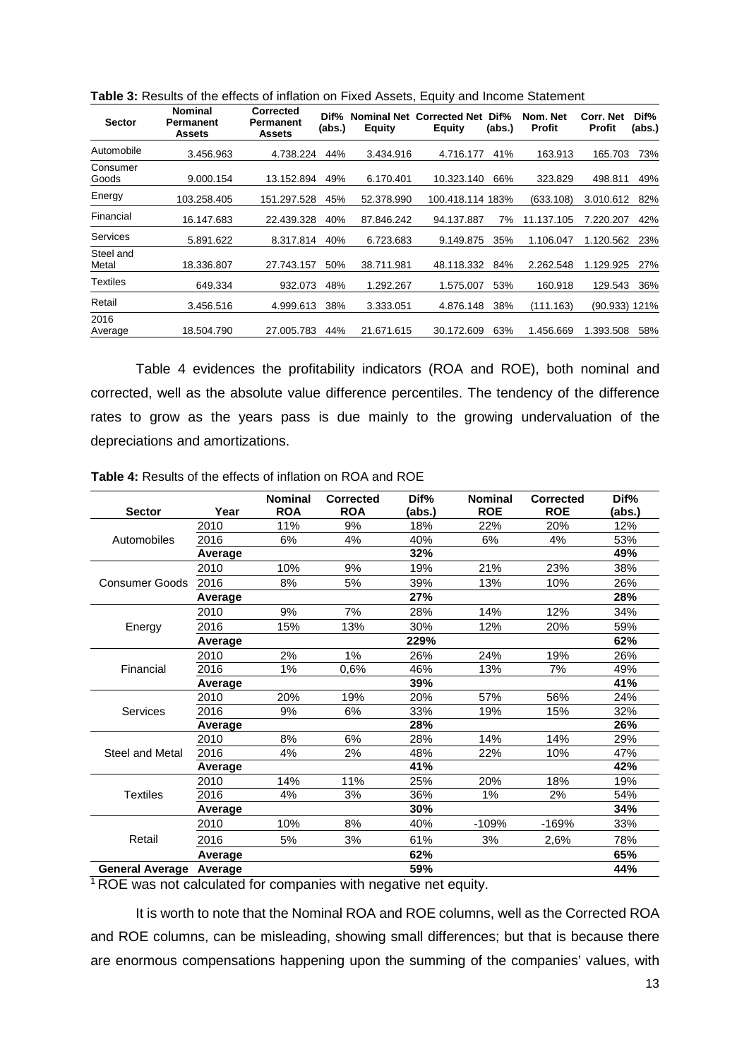**Table 3:** Results of the effects of inflation on Fixed Assets, Equity and Income Statement

| Sector | Nominal Permanent Assets | Corrected Permanent Assets | Dif% (abs.) | Nominal Net Equity | Corrected Net Equity | Dif% (abs.) | Nom. Net Profit | Corr. Net Profit | Dif% (abs.) |
|---|---|---|---|---|---|---|---|---|---|
| Automobile | 3.456.963 | 4.738.224 | 44% | 3.434.916 | 4.716.177 | 41% | 163.913 | 165.703 | 73% |
| Consumer Goods | 9.000.154 | 13.152.894 | 49% | 6.170.401 | 10.323.140 | 66% | 323.829 | 498.811 | 49% |
| Energy | 103.258.405 | 151.297.528 | 45% | 52.378.990 | 100.418.114 | 183% | (633.108) | 3.010.612 | 82% |
| Financial | 16.147.683 | 22.439.328 | 40% | 87.846.242 | 94.137.887 | 7% | 11.137.105 | 7.220.207 | 42% |
| Services | 5.891.622 | 8.317.814 | 40% | 6.723.683 | 9.149.875 | 35% | 1.106.047 | 1.120.562 | 23% |
| Steel and Metal | 18.336.807 | 27.743.157 | 50% | 38.711.981 | 48.118.332 | 84% | 2.262.548 | 1.129.925 | 27% |
| Textiles | 649.334 | 932.073 | 48% | 1.292.267 | 1.575.007 | 53% | 160.918 | 129.543 | 36% |
| Retail | 3.456.516 | 4.999.613 | 38% | 3.333.051 | 4.876.148 | 38% | (111.163) | (90.933) | 121% |
| 2016 Average | 18.504.790 | 27.005.783 | 44% | 21.671.615 | 30.172.609 | 63% | 1.456.669 | 1.393.508 | 58% |

Table 4 evidences the profitability indicators (ROA and ROE), both nominal and corrected, well as the absolute value difference percentiles. The tendency of the difference rates to grow as the years pass is due mainly to the growing undervaluation of the depreciations and amortizations.

**Table 4:** Results of the effects of inflation on ROA and ROE

| Sector | Year | Nominal ROA | Corrected ROA | Dif% (abs.) | Nominal ROE | Corrected ROE | Dif% (abs.) |
|---|---|---|---|---|---|---|---|
| Automobiles | 2010 | 11% | 9% | 18% | 22% | 20% | 12% |
| | 2016 | 6% | 4% | 40% | 6% | 4% | 53% |
| | **Average** | | | **32%** | | | **49%** |
| Consumer Goods | 2010 | 10% | 9% | 19% | 21% | 23% | 38% |
| | 2016 | 8% | 5% | 39% | 13% | 10% | 26% |
| | **Average** | | | **27%** | | | **28%** |
| Energy | 2010 | 9% | 7% | 28% | 14% | 12% | 34% |
| | 2016 | 15% | 13% | 30% | 12% | 20% | 59% |
| | **Average** | | | **229%** | | | **62%** |
| Financial | 2010 | 2% | 1% | 26% | 24% | 19% | 26% |
| | 2016 | 1% | 0,6% | 46% | 13% | 7% | 49% |
| | **Average** | | | **39%** | | | **41%** |
| Services | 2010 | 20% | 19% | 20% | 57% | 56% | 24% |
| | 2016 | 9% | 6% | 33% | 19% | 15% | 32% |
| | **Average** | | | **28%** | | | **26%** |
| Steel and Metal | 2010 | 8% | 6% | 28% | 14% | 14% | 29% |
| | 2016 | 4% | 2% | 48% | 22% | 10% | 47% |
| | **Average** | | | **41%** | | | **42%** |
| Textiles | 2010 | 14% | 11% | 25% | 20% | 18% | 19% |
| | 2016 | 4% | 3% | 36% | 1% | 2% | 54% |
| | **Average** | | | **30%** | | | **34%** |
| Retail | 2010 | 10% | 8% | 40% | -109% | -169% | 33% |
| | 2016 | 5% | 3% | 61% | 3% | 2,6% | 78% |
| | **Average** | | | **62%** | | | **65%** |
| **General Average** | **Average** | | | **59%** | | | **44%** |

[1] ROE was not calculated for companies with negative net equity.

It is worth to note that the Nominal ROA and ROE columns, well as the Corrected ROA and ROE columns, can be misleading, showing small differences; but that is because there are enormous compensations happening upon the summing of the companies' values, with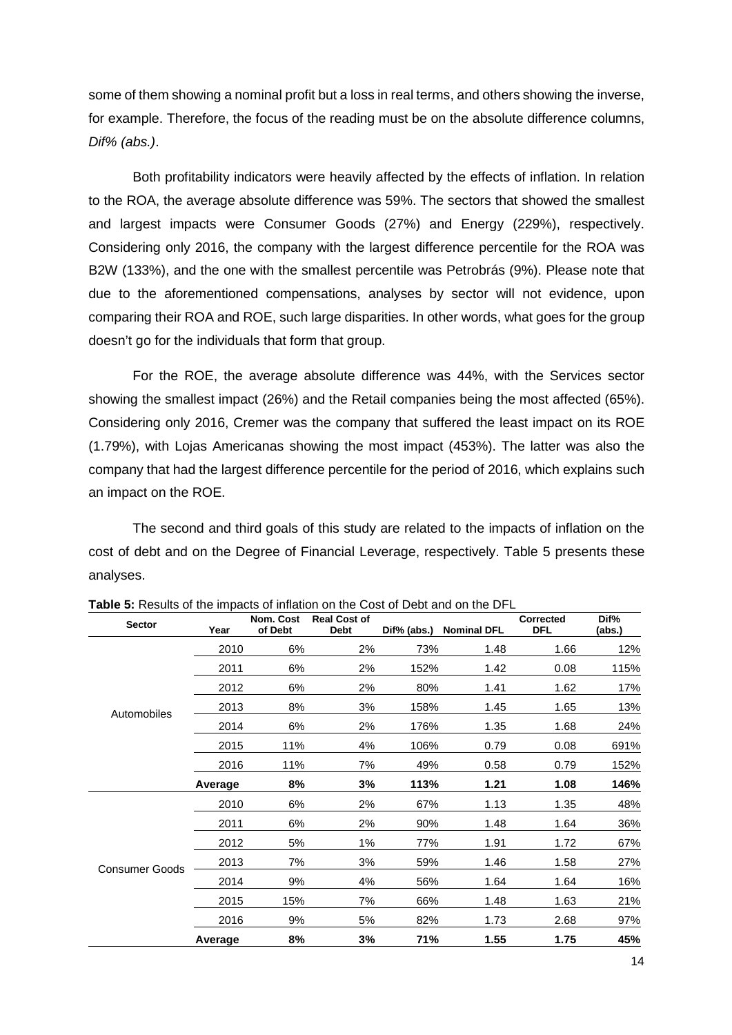some of them showing a nominal profit but a loss in real terms, and others showing the inverse, for example. Therefore, the focus of the reading must be on the absolute difference columns, *Dif% (abs.)*.

Both profitability indicators were heavily affected by the effects of inflation. In relation to the ROA, the average absolute difference was 59%. The sectors that showed the smallest and largest impacts were Consumer Goods (27%) and Energy (229%), respectively. Considering only 2016, the company with the largest difference percentile for the ROA was B2W (133%), and the one with the smallest percentile was Petrobrás (9%). Please note that due to the aforementioned compensations, analyses by sector will not evidence, upon comparing their ROA and ROE, such large disparities. In other words, what goes for the group doesn't go for the individuals that form that group.

For the ROE, the average absolute difference was 44%, with the Services sector showing the smallest impact (26%) and the Retail companies being the most affected (65%). Considering only 2016, Cremer was the company that suffered the least impact on its ROE (1.79%), with Lojas Americanas showing the most impact (453%). The latter was also the company that had the largest difference percentile for the period of 2016, which explains such an impact on the ROE.

The second and third goals of this study are related to the impacts of inflation on the cost of debt and on the Degree of Financial Leverage, respectively. Table 5 presents these analyses.

**Table 5:** Results of the impacts of inflation on the Cost of Debt and on the DFL

| Sector | Year | Nom. Cost of Debt | Real Cost of Debt | Dif% (abs.) | Nominal DFL | Corrected DFL | Dif% (abs.) |
|---|---|---|---|---|---|---|---|
| Automobiles | 2010 | 6% | 2% | 73% | 1.48 | 1.66 | 12% |
| | 2011 | 6% | 2% | 152% | 1.42 | 0.08 | 115% |
| | 2012 | 6% | 2% | 80% | 1.41 | 1.62 | 17% |
| | 2013 | 8% | 3% | 158% | 1.45 | 1.65 | 13% |
| | 2014 | 6% | 2% | 176% | 1.35 | 1.68 | 24% |
| | 2015 | 11% | 4% | 106% | 0.79 | 0.08 | 691% |
| | 2016 | 11% | 7% | 49% | 0.58 | 0.79 | 152% |
| | **Average** | **8%** | **3%** | **113%** | **1.21** | **1.08** | **146%** |
| Consumer Goods | 2010 | 6% | 2% | 67% | 1.13 | 1.35 | 48% |
| | 2011 | 6% | 2% | 90% | 1.48 | 1.64 | 36% |
| | 2012 | 5% | 1% | 77% | 1.91 | 1.72 | 67% |
| | 2013 | 7% | 3% | 59% | 1.46 | 1.58 | 27% |
| | 2014 | 9% | 4% | 56% | 1.64 | 1.64 | 16% |
| | 2015 | 15% | 7% | 66% | 1.48 | 1.63 | 21% |
| | 2016 | 9% | 5% | 82% | 1.73 | 2.68 | 97% |
| | **Average** | **8%** | **3%** | **71%** | **1.55** | **1.75** | **45%** |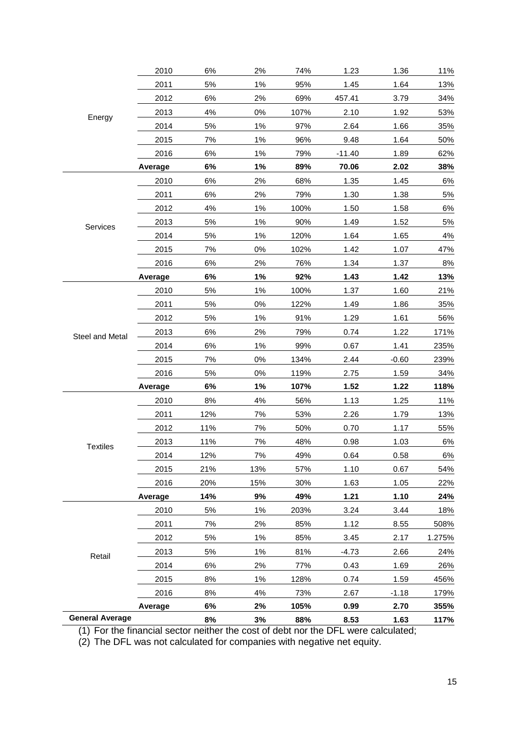| | | | | | | | |
|---|---|---|---|---|---|---|---|
| Energy | 2010 | 6% | 2% | 74% | 1.23 | 1.36 | 11% |
| | 2011 | 5% | 1% | 95% | 1.45 | 1.64 | 13% |
| | 2012 | 6% | 2% | 69% | 457.41 | 3.79 | 34% |
| | 2013 | 4% | 0% | 107% | 2.10 | 1.92 | 53% |
| | 2014 | 5% | 1% | 97% | 2.64 | 1.66 | 35% |
| | 2015 | 7% | 1% | 96% | 9.48 | 1.64 | 50% |
| | 2016 | 6% | 1% | 79% | -11.40 | 1.89 | 62% |
| | **Average** | **6%** | **1%** | **89%** | **70.06** | **2.02** | **38%** |
| Services | 2010 | 6% | 2% | 68% | 1.35 | 1.45 | 6% |
| | 2011 | 6% | 2% | 79% | 1.30 | 1.38 | 5% |
| | 2012 | 4% | 1% | 100% | 1.50 | 1.58 | 6% |
| | 2013 | 5% | 1% | 90% | 1.49 | 1.52 | 5% |
| | 2014 | 5% | 1% | 120% | 1.64 | 1.65 | 4% |
| | 2015 | 7% | 0% | 102% | 1.42 | 1.07 | 47% |
| | 2016 | 6% | 2% | 76% | 1.34 | 1.37 | 8% |
| | **Average** | **6%** | **1%** | **92%** | **1.43** | **1.42** | **13%** |
| Steel and Metal | 2010 | 5% | 1% | 100% | 1.37 | 1.60 | 21% |
| | 2011 | 5% | 0% | 122% | 1.49 | 1.86 | 35% |
| | 2012 | 5% | 1% | 91% | 1.29 | 1.61 | 56% |
| | 2013 | 6% | 2% | 79% | 0.74 | 1.22 | 171% |
| | 2014 | 6% | 1% | 99% | 0.67 | 1.41 | 235% |
| | 2015 | 7% | 0% | 134% | 2.44 | -0.60 | 239% |
| | 2016 | 5% | 0% | 119% | 2.75 | 1.59 | 34% |
| | **Average** | **6%** | **1%** | **107%** | **1.52** | **1.22** | **118%** |
| Textiles | 2010 | 8% | 4% | 56% | 1.13 | 1.25 | 11% |
| | 2011 | 12% | 7% | 53% | 2.26 | 1.79 | 13% |
| | 2012 | 11% | 7% | 50% | 0.70 | 1.17 | 55% |
| | 2013 | 11% | 7% | 48% | 0.98 | 1.03 | 6% |
| | 2014 | 12% | 7% | 49% | 0.64 | 0.58 | 6% |
| | 2015 | 21% | 13% | 57% | 1.10 | 0.67 | 54% |
| | 2016 | 20% | 15% | 30% | 1.63 | 1.05 | 22% |
| | **Average** | **14%** | **9%** | **49%** | **1.21** | **1.10** | **24%** |
| Retail | 2010 | 5% | 1% | 203% | 3.24 | 3.44 | 18% |
| | 2011 | 7% | 2% | 85% | 1.12 | 8.55 | 508% |
| | 2012 | 5% | 1% | 85% | 3.45 | 2.17 | 1.275% |
| | 2013 | 5% | 1% | 81% | -4.73 | 2.66 | 24% |
| | 2014 | 6% | 2% | 77% | 0.43 | 1.69 | 26% |
| | 2015 | 8% | 1% | 128% | 0.74 | 1.59 | 456% |
| | 2016 | 8% | 4% | 73% | 2.67 | -1.18 | 179% |
| | **Average** | **6%** | **2%** | **105%** | **0.99** | **2.70** | **355%** |
| **General Average** | | **8%** | **3%** | **88%** | **8.53** | **1.63** | **117%** |

(1) For the financial sector neither the cost of debt nor the DFL were calculated;

(2) The DFL was not calculated for companies with negative net equity.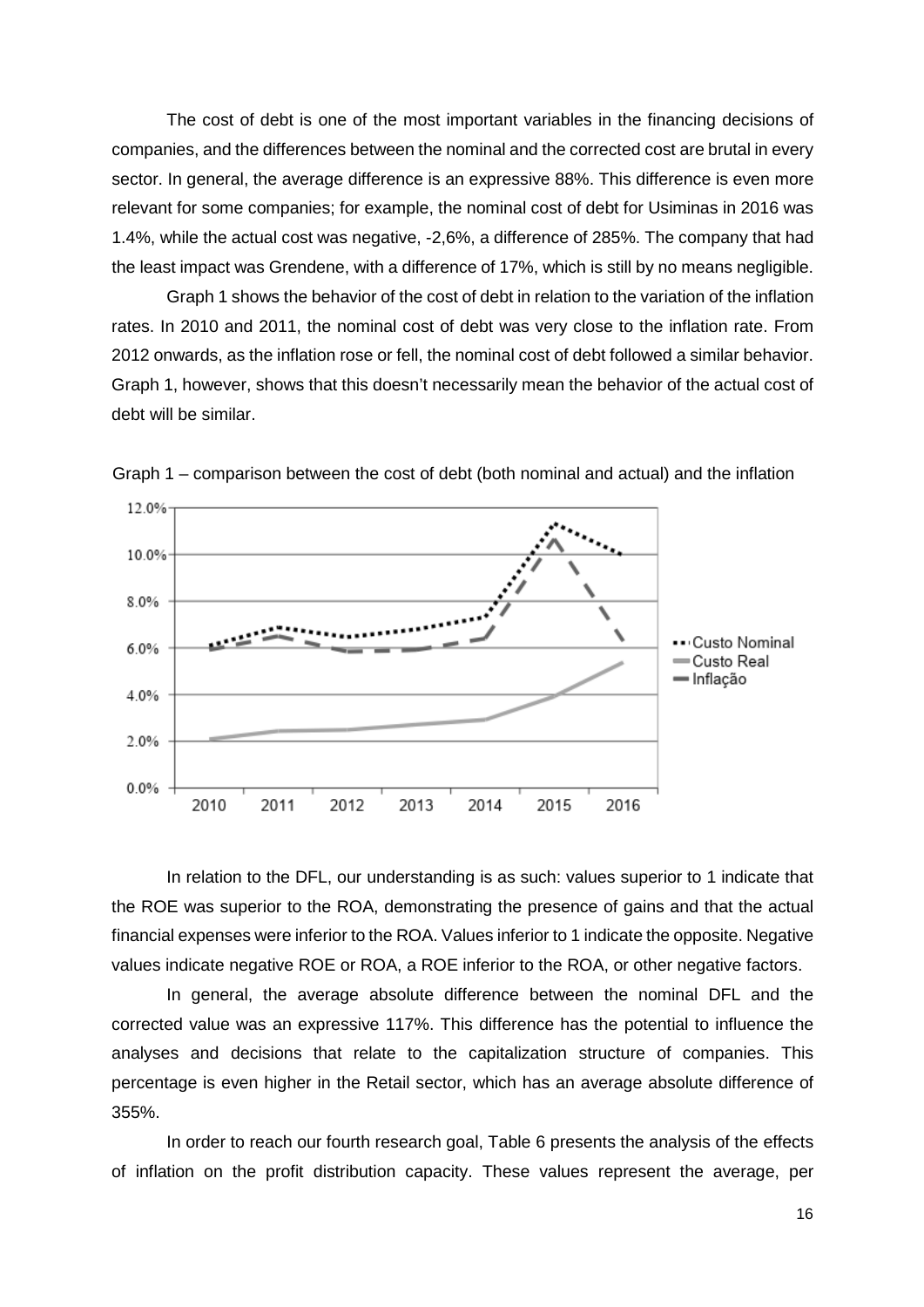The cost of debt is one of the most important variables in the financing decisions of companies, and the differences between the nominal and the corrected cost are brutal in every sector. In general, the average difference is an expressive 88%. This difference is even more relevant for some companies; for example, the nominal cost of debt for Usiminas in 2016 was 1.4%, while the actual cost was negative, -2,6%, a difference of 285%. The company that had the least impact was Grendene, with a difference of 17%, which is still by no means negligible.

Graph 1 shows the behavior of the cost of debt in relation to the variation of the inflation rates. In 2010 and 2011, the nominal cost of debt was very close to the inflation rate. From 2012 onwards, as the inflation rose or fell, the nominal cost of debt followed a similar behavior. Graph 1, however, shows that this doesn't necessarily mean the behavior of the actual cost of debt will be similar.

Graph 1 – comparison between the cost of debt (both nominal and actual) and the inflation

In relation to the DFL, our understanding is as such: values superior to 1 indicate that the ROE was superior to the ROA, demonstrating the presence of gains and that the actual financial expenses were inferior to the ROA. Values inferior to 1 indicate the opposite. Negative values indicate negative ROE or ROA, a ROE inferior to the ROA, or other negative factors.

In general, the average absolute difference between the nominal DFL and the corrected value was an expressive 117%. This difference has the potential to influence the analyses and decisions that relate to the capitalization structure of companies. This percentage is even higher in the Retail sector, which has an average absolute difference of 355%.

In order to reach our fourth research goal, Table 6 presents the analysis of the effects of inflation on the profit distribution capacity. These values represent the average, per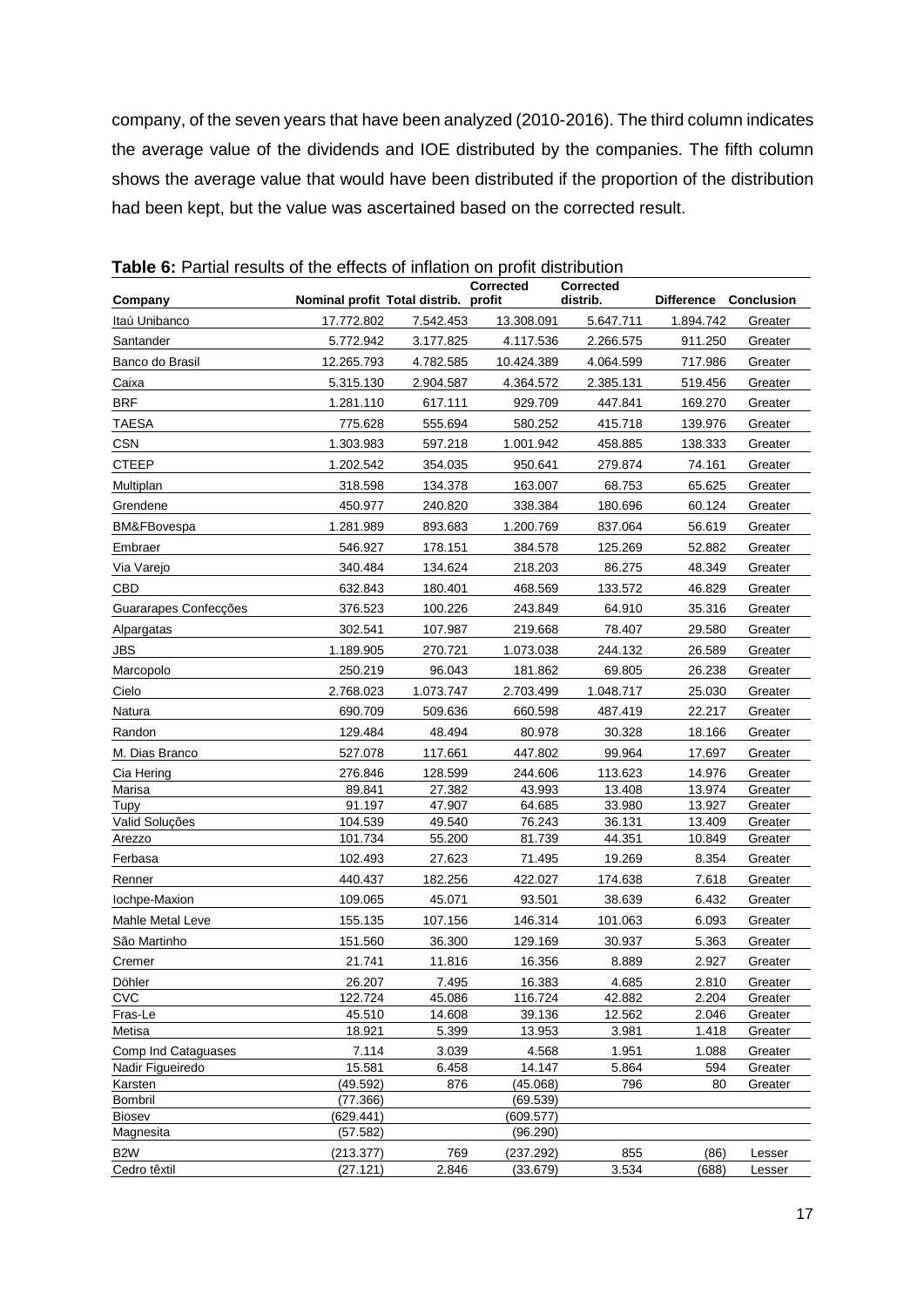company, of the seven years that have been analyzed (2010-2016). The third column indicates the average value of the dividends and IOE distributed by the companies. The fifth column shows the average value that would have been distributed if the proportion of the distribution had been kept, but the value was ascertained based on the corrected result.

**Table 6:** Partial results of the effects of inflation on profit distribution

| Company | Nominal profit | Total distrib. | Corrected profit | Corrected distrib. | Difference | Conclusion |
|---|---|---|---|---|---|---|
| Itaú Unibanco | 17.772.802 | 7.542.453 | 13.308.091 | 5.647.711 | 1.894.742 | Greater |
| Santander | 5.772.942 | 3.177.825 | 4.117.536 | 2.266.575 | 911.250 | Greater |
| Banco do Brasil | 12.265.793 | 4.782.585 | 10.424.389 | 4.064.599 | 717.986 | Greater |
| Caixa | 5.315.130 | 2.904.587 | 4.364.572 | 2.385.131 | 519.456 | Greater |
| BRF | 1.281.110 | 617.111 | 929.709 | 447.841 | 169.270 | Greater |
| TAESA | 775.628 | 555.694 | 580.252 | 415.718 | 139.976 | Greater |
| CSN | 1.303.983 | 597.218 | 1.001.942 | 458.885 | 138.333 | Greater |
| CTEEP | 1.202.542 | 354.035 | 950.641 | 279.874 | 74.161 | Greater |
| Multiplan | 318.598 | 134.378 | 163.007 | 68.753 | 65.625 | Greater |
| Grendene | 450.977 | 240.820 | 338.384 | 180.696 | 60.124 | Greater |
| BM&FBovespa | 1.281.989 | 893.683 | 1.200.769 | 837.064 | 56.619 | Greater |
| Embraer | 546.927 | 178.151 | 384.578 | 125.269 | 52.882 | Greater |
| Via Varejo | 340.484 | 134.624 | 218.203 | 86.275 | 48.349 | Greater |
| CBD | 632.843 | 180.401 | 468.569 | 133.572 | 46.829 | Greater |
| Guararapes Confecções | 376.523 | 100.226 | 243.849 | 64.910 | 35.316 | Greater |
| Alpargatas | 302.541 | 107.987 | 219.668 | 78.407 | 29.580 | Greater |
| JBS | 1.189.905 | 270.721 | 1.073.038 | 244.132 | 26.589 | Greater |
| Marcopolo | 250.219 | 96.043 | 181.862 | 69.805 | 26.238 | Greater |
| Cielo | 2.768.023 | 1.073.747 | 2.703.499 | 1.048.717 | 25.030 | Greater |
| Natura | 690.709 | 509.636 | 660.598 | 487.419 | 22.217 | Greater |
| Randon | 129.484 | 48.494 | 80.978 | 30.328 | 18.166 | Greater |
| M. Dias Branco | 527.078 | 117.661 | 447.802 | 99.964 | 17.697 | Greater |
| Cia Hering | 276.846 | 128.599 | 244.606 | 113.623 | 14.976 | Greater |
| Marisa | 89.841 | 27.382 | 43.993 | 13.408 | 13.974 | Greater |
| Tupy | 91.197 | 47.907 | 64.685 | 33.980 | 13.927 | Greater |
| Valid Soluções | 104.539 | 49.540 | 76.243 | 36.131 | 13.409 | Greater |
| Arezzo | 101.734 | 55.200 | 81.739 | 44.351 | 10.849 | Greater |
| Ferbasa | 102.493 | 27.623 | 71.495 | 19.269 | 8.354 | Greater |
| Renner | 440.437 | 182.256 | 422.027 | 174.638 | 7.618 | Greater |
| Iochpe-Maxion | 109.065 | 45.071 | 93.501 | 38.639 | 6.432 | Greater |
| Mahle Metal Leve | 155.135 | 107.156 | 146.314 | 101.063 | 6.093 | Greater |
| São Martinho | 151.560 | 36.300 | 129.169 | 30.937 | 5.363 | Greater |
| Cremer | 21.741 | 11.816 | 16.356 | 8.889 | 2.927 | Greater |
| Döhler | 26.207 | 7.495 | 16.383 | 4.685 | 2.810 | Greater |
| CVC | 122.724 | 45.086 | 116.724 | 42.882 | 2.204 | Greater |
| Fras-Le | 45.510 | 14.608 | 39.136 | 12.562 | 2.046 | Greater |
| Metisa | 18.921 | 5.399 | 13.953 | 3.981 | 1.418 | Greater |
| Comp Ind Cataguases | 7.114 | 3.039 | 4.568 | 1.951 | 1.088 | Greater |
| Nadir Figueiredo | 15.581 | 6.458 | 14.147 | 5.864 | 594 | Greater |
| Karsten | (49.592) | 876 | (45.068) | 796 | 80 | Greater |
| Bombril | (77.366) | | (69.539) | | | |
| Biosev | (629.441) | | (609.577) | | | |
| Magnesita | (57.582) | | (96.290) | | | |
| B2W | (213.377) | 769 | (237.292) | 855 | (86) | Lesser |
| Cedro têxtil | (27.121) | 2.846 | (33.679) | 3.534 | (688) | Lesser |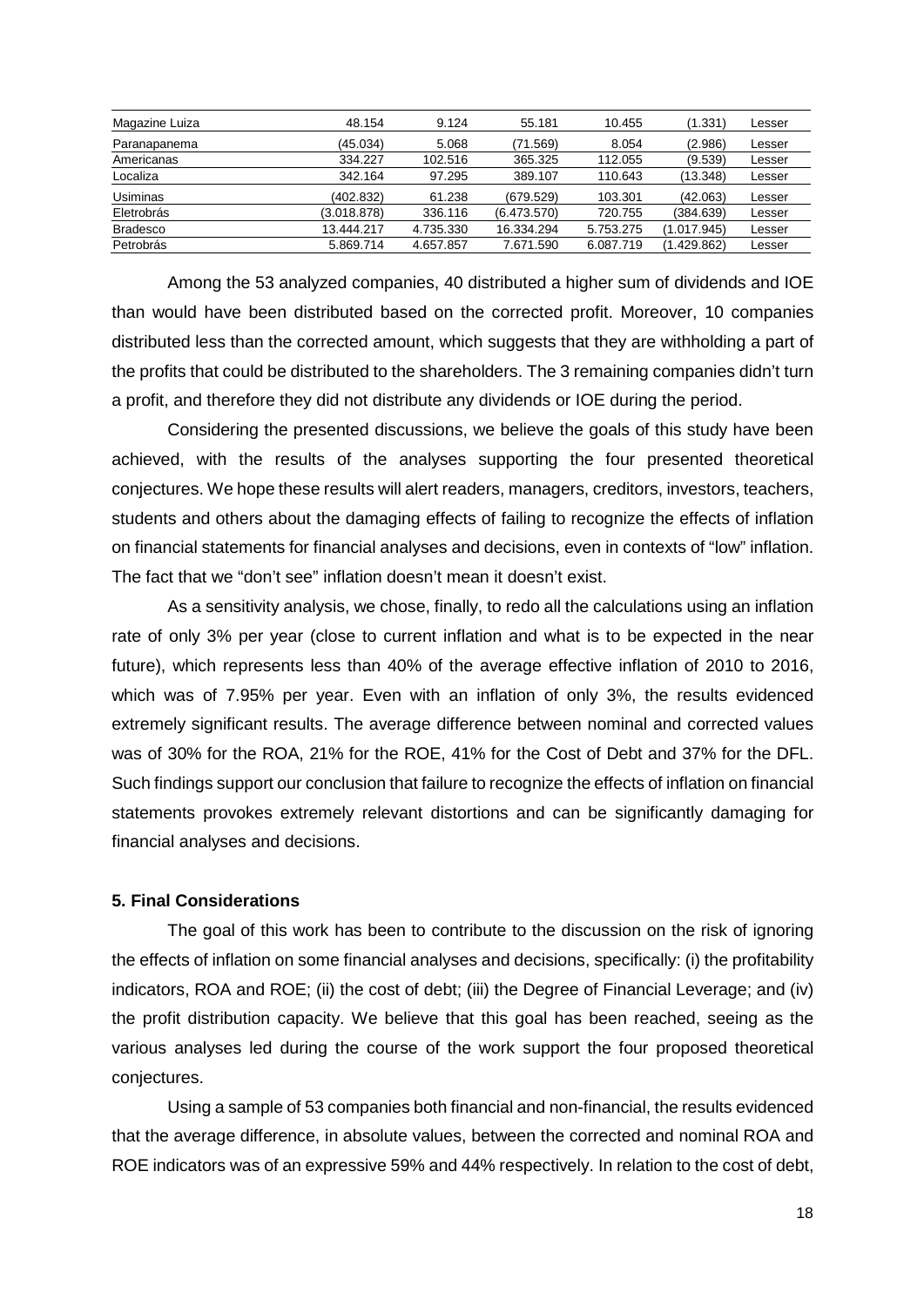| Magazine Luiza | 48.154 | 9.124 | 55.181 | 10.455 | (1.331) | Lesser |
|---|---|---|---|---|---|---|
| Paranapanema | (45.034) | 5.068 | (71.569) | 8.054 | (2.986) | Lesser |
| Americanas | 334.227 | 102.516 | 365.325 | 112.055 | (9.539) | Lesser |
| Localiza | 342.164 | 97.295 | 389.107 | 110.643 | (13.348) | Lesser |
| Usiminas | (402.832) | 61.238 | (679.529) | 103.301 | (42.063) | Lesser |
| Eletrobrás | (3.018.878) | 336.116 | (6.473.570) | 720.755 | (384.639) | Lesser |
| Bradesco | 13.444.217 | 4.735.330 | 16.334.294 | 5.753.275 | (1.017.945) | Lesser |
| Petrobrás | 5.869.714 | 4.657.857 | 7.671.590 | 6.087.719 | (1.429.862) | Lesser |

Among the 53 analyzed companies, 40 distributed a higher sum of dividends and IOE than would have been distributed based on the corrected profit. Moreover, 10 companies distributed less than the corrected amount, which suggests that they are withholding a part of the profits that could be distributed to the shareholders. The 3 remaining companies didn't turn a profit, and therefore they did not distribute any dividends or IOE during the period.

Considering the presented discussions, we believe the goals of this study have been achieved, with the results of the analyses supporting the four presented theoretical conjectures. We hope these results will alert readers, managers, creditors, investors, teachers, students and others about the damaging effects of failing to recognize the effects of inflation on financial statements for financial analyses and decisions, even in contexts of "low" inflation. The fact that we "don't see" inflation doesn't mean it doesn't exist.

As a sensitivity analysis, we chose, finally, to redo all the calculations using an inflation rate of only 3% per year (close to current inflation and what is to be expected in the near future), which represents less than 40% of the average effective inflation of 2010 to 2016, which was of 7.95% per year. Even with an inflation of only 3%, the results evidenced extremely significant results. The average difference between nominal and corrected values was of 30% for the ROA, 21% for the ROE, 41% for the Cost of Debt and 37% for the DFL. Such findings support our conclusion that failure to recognize the effects of inflation on financial statements provokes extremely relevant distortions and can be significantly damaging for financial analyses and decisions.

## 5. Final Considerations

The goal of this work has been to contribute to the discussion on the risk of ignoring the effects of inflation on some financial analyses and decisions, specifically: (i) the profitability indicators, ROA and ROE; (ii) the cost of debt; (iii) the Degree of Financial Leverage; and (iv) the profit distribution capacity. We believe that this goal has been reached, seeing as the various analyses led during the course of the work support the four proposed theoretical conjectures.

Using a sample of 53 companies both financial and non-financial, the results evidenced that the average difference, in absolute values, between the corrected and nominal ROA and ROE indicators was of an expressive 59% and 44% respectively. In relation to the cost of debt,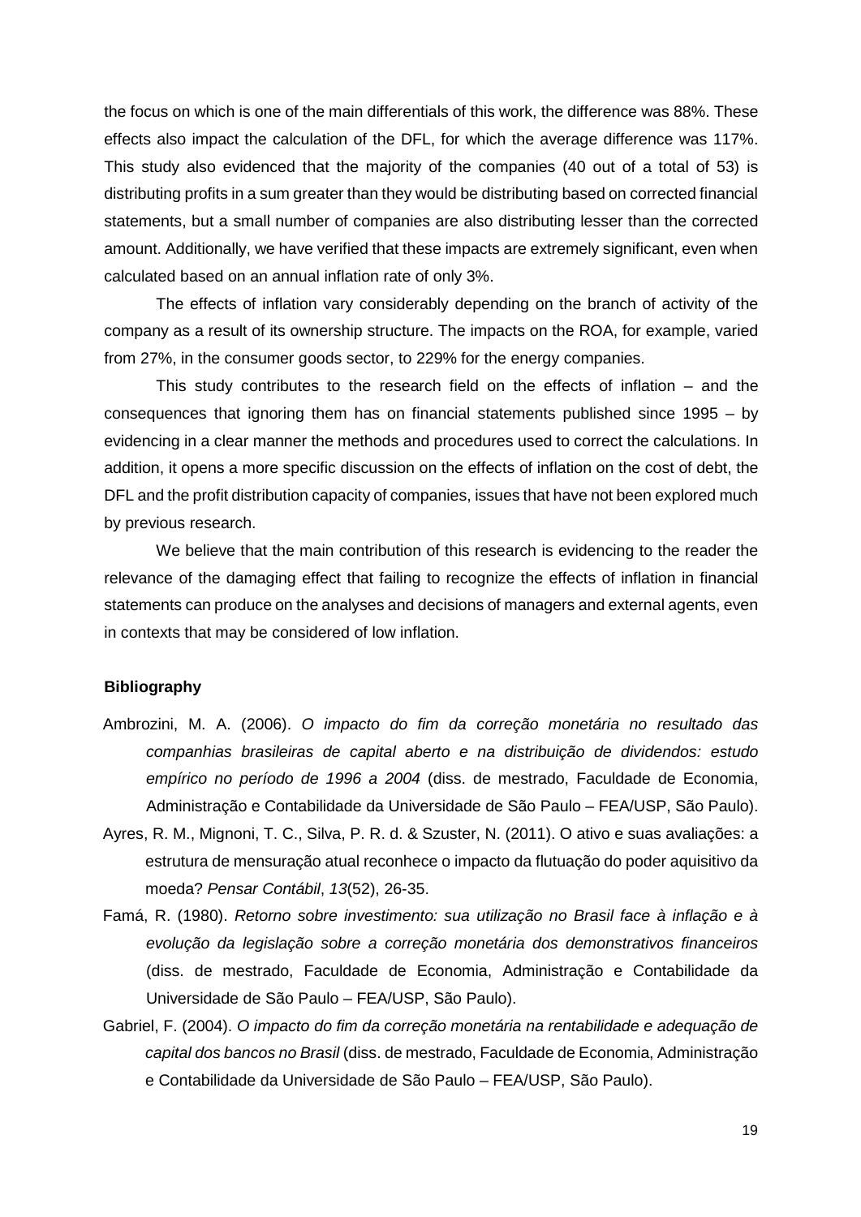the focus on which is one of the main differentials of this work, the difference was 88%. These effects also impact the calculation of the DFL, for which the average difference was 117%. This study also evidenced that the majority of the companies (40 out of a total of 53) is distributing profits in a sum greater than they would be distributing based on corrected financial statements, but a small number of companies are also distributing lesser than the corrected amount. Additionally, we have verified that these impacts are extremely significant, even when calculated based on an annual inflation rate of only 3%.

The effects of inflation vary considerably depending on the branch of activity of the company as a result of its ownership structure. The impacts on the ROA, for example, varied from 27%, in the consumer goods sector, to 229% for the energy companies.

This study contributes to the research field on the effects of inflation – and the consequences that ignoring them has on financial statements published since 1995 – by evidencing in a clear manner the methods and procedures used to correct the calculations. In addition, it opens a more specific discussion on the effects of inflation on the cost of debt, the DFL and the profit distribution capacity of companies, issues that have not been explored much by previous research.

We believe that the main contribution of this research is evidencing to the reader the relevance of the damaging effect that failing to recognize the effects of inflation in financial statements can produce on the analyses and decisions of managers and external agents, even in contexts that may be considered of low inflation.

**Bibliography**

Ambrozini, M. A. (2006). *O impacto do fim da correção monetária no resultado das companhias brasileiras de capital aberto e na distribuição de dividendos: estudo empírico no período de 1996 a 2004* (diss. de mestrado, Faculdade de Economia, Administração e Contabilidade da Universidade de São Paulo – FEA/USP, São Paulo).

Ayres, R. M., Mignoni, T. C., Silva, P. R. d. & Szuster, N. (2011). O ativo e suas avaliações: a estrutura de mensuração atual reconhece o impacto da flutuação do poder aquisitivo da moeda? *Pensar Contábil*, *13*(52), 26-35.

Famá, R. (1980). *Retorno sobre investimento: sua utilização no Brasil face à inflação e à evolução da legislação sobre a correção monetária dos demonstrativos financeiros* (diss. de mestrado, Faculdade de Economia, Administração e Contabilidade da Universidade de São Paulo – FEA/USP, São Paulo).

Gabriel, F. (2004). *O impacto do fim da correção monetária na rentabilidade e adequação de capital dos bancos no Brasil* (diss. de mestrado, Faculdade de Economia, Administração e Contabilidade da Universidade de São Paulo – FEA/USP, São Paulo).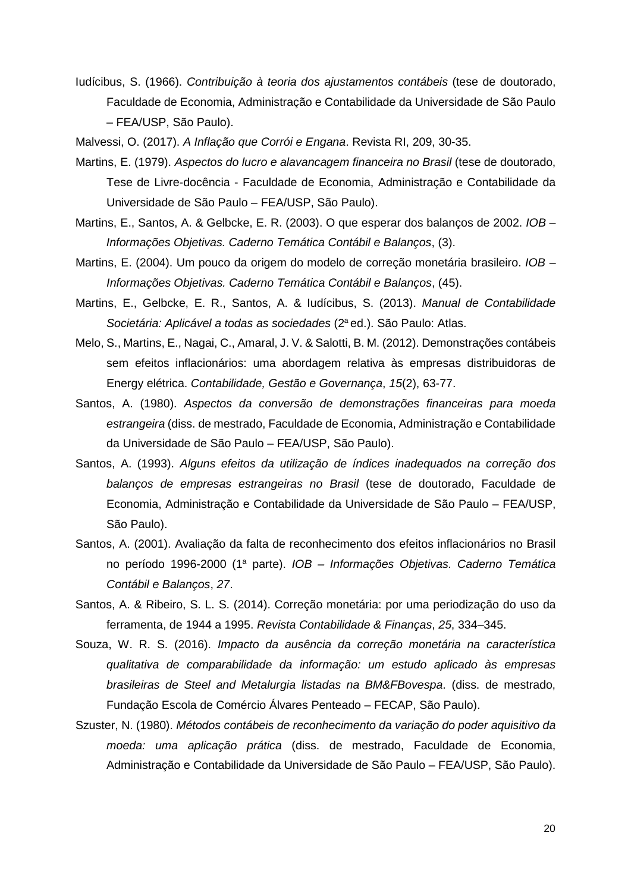Iudícibus, S. (1966). *Contribuição à teoria dos ajustamentos contábeis* (tese de doutorado, Faculdade de Economia, Administração e Contabilidade da Universidade de São Paulo – FEA/USP, São Paulo).

Malvessi, O. (2017). *A Inflação que Corrói e Engana*. Revista RI, 209, 30-35.

Martins, E. (1979). *Aspectos do lucro e alavancagem financeira no Brasil* (tese de doutorado, Tese de Livre-docência - Faculdade de Economia, Administração e Contabilidade da Universidade de São Paulo – FEA/USP, São Paulo).

Martins, E., Santos, A. & Gelbcke, E. R. (2003). O que esperar dos balanços de 2002. *IOB – Informações Objetivas. Caderno Temática Contábil e Balanços*, (3).

Martins, E. (2004). Um pouco da origem do modelo de correção monetária brasileiro. *IOB – Informações Objetivas. Caderno Temática Contábil e Balanços*, (45).

Martins, E., Gelbcke, E. R., Santos, A. & Iudícibus, S. (2013). *Manual de Contabilidade Societária: Aplicável a todas as sociedades* (2ª ed.). São Paulo: Atlas.

Melo, S., Martins, E., Nagai, C., Amaral, J. V. & Salotti, B. M. (2012). Demonstrações contábeis sem efeitos inflacionários: uma abordagem relativa às empresas distribuidoras de Energy elétrica. *Contabilidade, Gestão e Governança*, *15*(2), 63-77.

Santos, A. (1980). *Aspectos da conversão de demonstrações financeiras para moeda estrangeira* (diss. de mestrado, Faculdade de Economia, Administração e Contabilidade da Universidade de São Paulo – FEA/USP, São Paulo).

Santos, A. (1993). *Alguns efeitos da utilização de índices inadequados na correção dos balanços de empresas estrangeiras no Brasil* (tese de doutorado, Faculdade de Economia, Administração e Contabilidade da Universidade de São Paulo – FEA/USP, São Paulo).

Santos, A. (2001). Avaliação da falta de reconhecimento dos efeitos inflacionários no Brasil no período 1996-2000 (1ª parte). *IOB – Informações Objetivas. Caderno Temática Contábil e Balanços*, *27*.

Santos, A. & Ribeiro, S. L. S. (2014). Correção monetária: por uma periodização do uso da ferramenta, de 1944 a 1995. *Revista Contabilidade & Finanças*, *25*, 334–345.

Souza, W. R. S. (2016). *Impacto da ausência da correção monetária na característica qualitativa de comparabilidade da informação: um estudo aplicado às empresas brasileiras de Steel and Metalurgia listadas na BM&FBovespa*. (diss. de mestrado, Fundação Escola de Comércio Álvares Penteado – FECAP, São Paulo).

Szuster, N. (1980). *Métodos contábeis de reconhecimento da variação do poder aquisitivo da moeda: uma aplicação prática* (diss. de mestrado, Faculdade de Economia, Administração e Contabilidade da Universidade de São Paulo – FEA/USP, São Paulo).